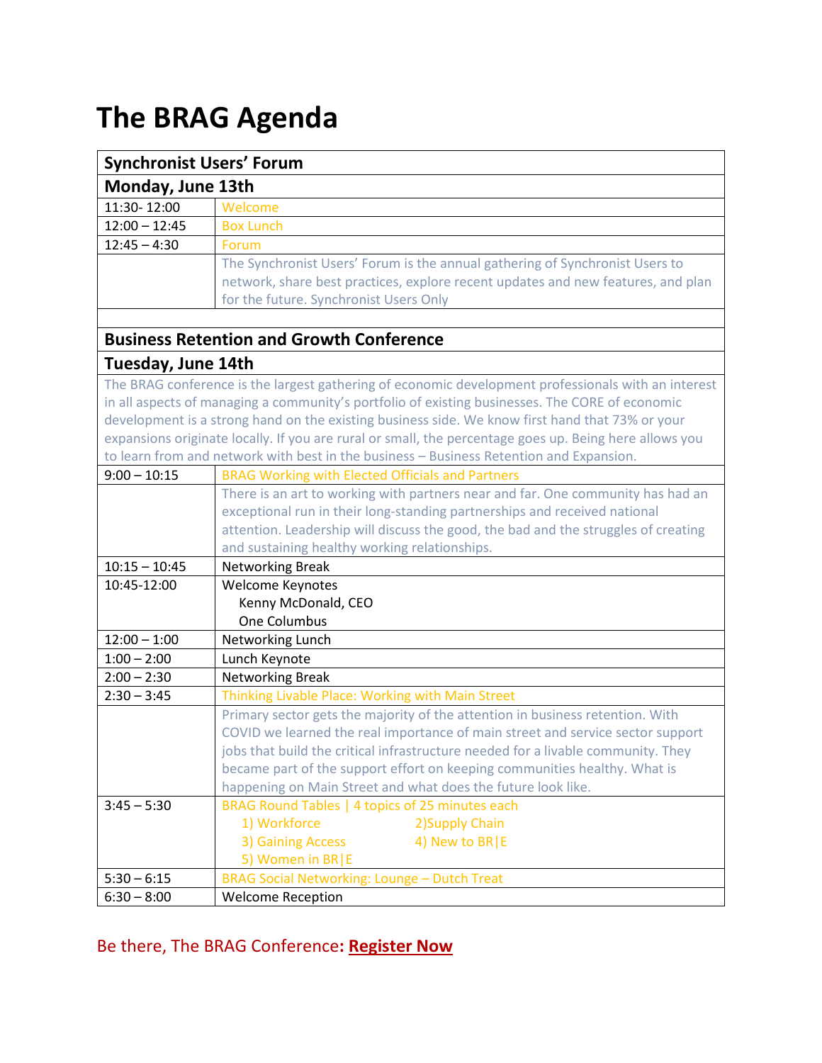# The BRAG Agenda

| Synchronist Users' Forum | |
|---|---|
| **Monday, June 13th** | |
| 11:30- 12:00 | Welcome |
| 12:00 – 12:45 | Box Lunch |
| 12:45 – 4:30 | Forum |
| | The Synchronist Users' Forum is the annual gathering of Synchronist Users to network, share best practices, explore recent updates and new features, and plan for the future. Synchronist Users Only |
| | |
| **Business Retention and Growth Conference** | |
| **Tuesday, June 14th** | |
| The BRAG conference is the largest gathering of economic development professionals with an interest in all aspects of managing a community's portfolio of existing businesses. The CORE of economic development is a strong hand on the existing business side. We know first hand that 73% or your expansions originate locally. If you are rural or small, the percentage goes up. Being here allows you to learn from and network with best in the business – Business Retention and Expansion. | |
| 9:00 – 10:15 | BRAG Working with Elected Officials and Partners |
| | There is an art to working with partners near and far. One community has had an exceptional run in their long-standing partnerships and received national attention. Leadership will discuss the good, the bad and the struggles of creating and sustaining healthy working relationships. |
| 10:15 – 10:45 | Networking Break |
| 10:45-12:00 | Welcome Keynotes<br>Kenny McDonald, CEO<br>One Columbus |
| 12:00 – 1:00 | Networking Lunch |
| 1:00 – 2:00 | Lunch Keynote |
| 2:00 – 2:30 | Networking Break |
| 2:30 – 3:45 | Thinking Livable Place: Working with Main Street |
| | Primary sector gets the majority of the attention in business retention. With COVID we learned the real importance of main street and service sector support jobs that build the critical infrastructure needed for a livable community. They became part of the support effort on keeping communities healthy. What is happening on Main Street and what does the future look like. |
| 3:45 – 5:30 | BRAG Round Tables \| 4 topics of 25 minutes each<br>1) Workforce 2)Supply Chain<br>3) Gaining Access 4) New to BR\|E<br>5) Women in BR\|E |
| 5:30 – 6:15 | BRAG Social Networking: Lounge – Dutch Treat |
| 6:30 – 8:00 | Welcome Reception |

Be there, The BRAG Conference: **Register Now**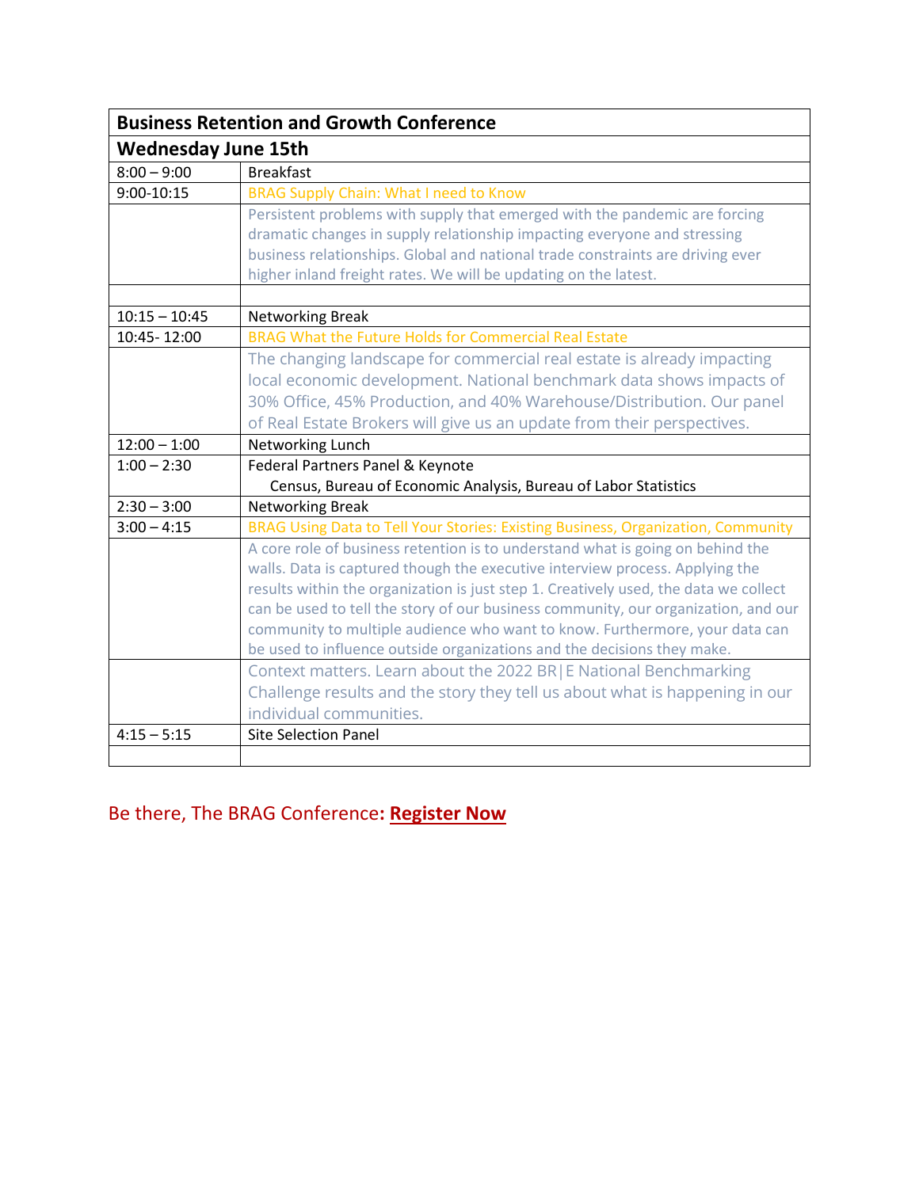| Business Retention and Growth Conference | |
| --- | --- |
| **Wednesday June 15th** | |
| 8:00 – 9:00 | Breakfast |
| 9:00-10:15 | BRAG Supply Chain: What I need to Know |
| | Persistent problems with supply that emerged with the pandemic are forcing dramatic changes in supply relationship impacting everyone and stressing business relationships. Global and national trade constraints are driving ever higher inland freight rates. We will be updating on the latest. |
| | |
| 10:15 – 10:45 | Networking Break |
| 10:45- 12:00 | BRAG What the Future Holds for Commercial Real Estate |
| | The changing landscape for commercial real estate is already impacting local economic development. National benchmark data shows impacts of 30% Office, 45% Production, and 40% Warehouse/Distribution. Our panel of Real Estate Brokers will give us an update from their perspectives. |
| 12:00 – 1:00 | Networking Lunch |
| 1:00 – 2:30 | Federal Partners Panel & Keynote<br>Census, Bureau of Economic Analysis, Bureau of Labor Statistics |
| 2:30 – 3:00 | Networking Break |
| 3:00 – 4:15 | BRAG Using Data to Tell Your Stories: Existing Business, Organization, Community |
| | A core role of business retention is to understand what is going on behind the walls. Data is captured though the executive interview process. Applying the results within the organization is just step 1. Creatively used, the data we collect can be used to tell the story of our business community, our organization, and our community to multiple audience who want to know. Furthermore, your data can be used to influence outside organizations and the decisions they make. |
| | Context matters. Learn about the 2022 BR\|E National Benchmarking Challenge results and the story they tell us about what is happening in our individual communities. |
| 4:15 – 5:15 | Site Selection Panel |
| | |

Be there, The BRAG Conference**: Register Now**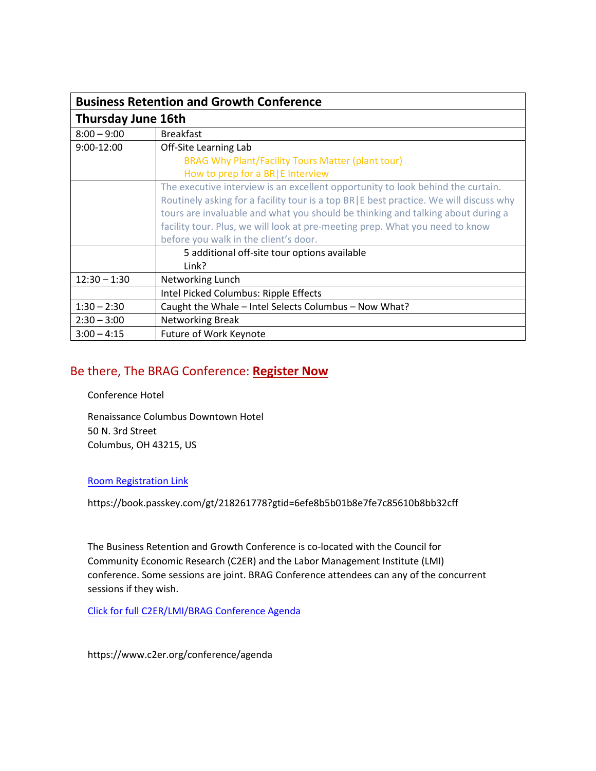| Business Retention and Growth Conference | |
|---|---|
| **Thursday June 16th** | |
| 8:00 – 9:00 | Breakfast |
| 9:00-12:00 | Off-Site Learning Lab<br>BRAG Why Plant/Facility Tours Matter (plant tour)<br>How to prep for a BR\|E Interview |
| | The executive interview is an excellent opportunity to look behind the curtain. Routinely asking for a facility tour is a top BR\|E best practice. We will discuss why tours are invaluable and what you should be thinking and talking about during a facility tour. Plus, we will look at pre-meeting prep. What you need to know before you walk in the client's door. |
| | 5 additional off-site tour options available<br>Link? |
| 12:30 – 1:30 | Networking Lunch |
| | Intel Picked Columbus: Ripple Effects |
| 1:30 – 2:30 | Caught the Whale – Intel Selects Columbus – Now What? |
| 2:30 – 3:00 | Networking Break |
| 3:00 – 4:15 | Future of Work Keynote |

## Be there, The BRAG Conference: **Register Now**

Conference Hotel

Renaissance Columbus Downtown Hotel
50 N. 3rd Street
Columbus, OH 43215, US

Room Registration Link

https://book.passkey.com/gt/218261778?gtid=6efe8b5b01b8e7fe7c85610b8bb32cff

The Business Retention and Growth Conference is co-located with the Council for Community Economic Research (C2ER) and the Labor Management Institute (LMI) conference. Some sessions are joint. BRAG Conference attendees can any of the concurrent sessions if they wish.

Click for full C2ER/LMI/BRAG Conference Agenda

https://www.c2er.org/conference/agenda